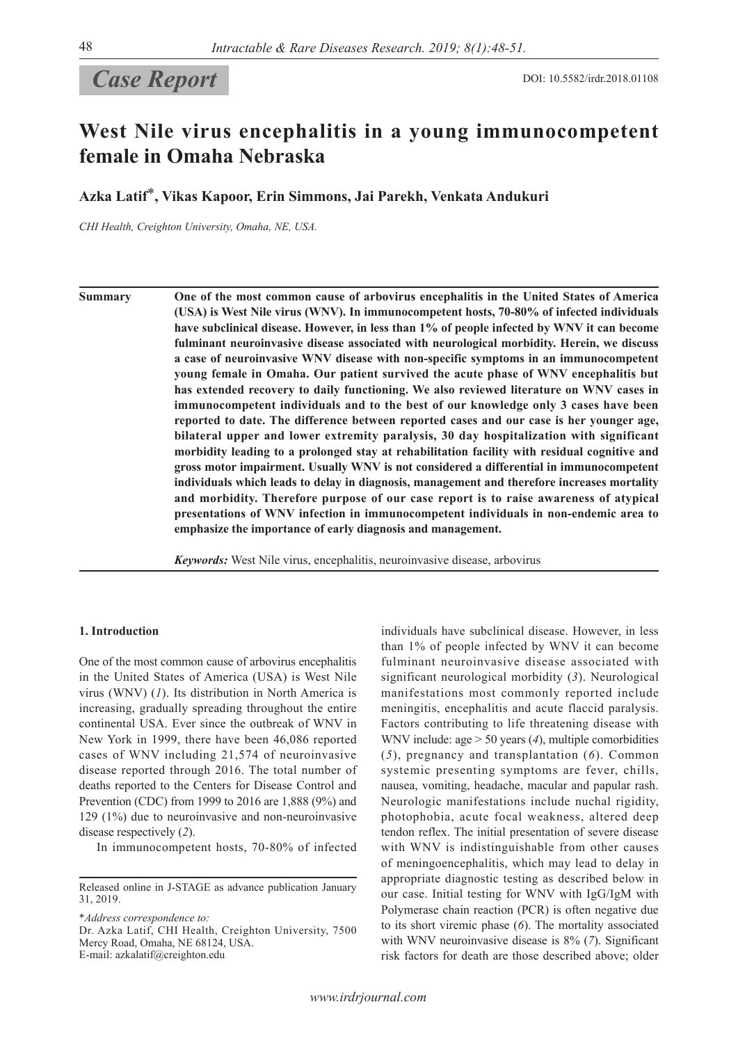*Case Report*

DOI: 10.5582/irdr.2018.01108

# West Nile virus encephalitis in a young immunocompetent female in Omaha Nebraska

**Azka Latif\*, Vikas Kapoor, Erin Simmons, Jai Parekh, Venkata Andukuri**

*CHI Health, Creighton University, Omaha, NE, USA.*

**Summary** **One of the most common cause of arbovirus encephalitis in the United States of America (USA) is West Nile virus (WNV). In immunocompetent hosts, 70-80% of infected individuals have subclinical disease. However, in less than 1% of people infected by WNV it can become fulminant neuroinvasive disease associated with neurological morbidity. Herein, we discuss a case of neuroinvasive WNV disease with non-specific symptoms in an immunocompetent young female in Omaha. Our patient survived the acute phase of WNV encephalitis but has extended recovery to daily functioning. We also reviewed literature on WNV cases in immunocompetent individuals and to the best of our knowledge only 3 cases have been reported to date. The difference between reported cases and our case is her younger age, bilateral upper and lower extremity paralysis, 30 day hospitalization with significant morbidity leading to a prolonged stay at rehabilitation facility with residual cognitive and gross motor impairment. Usually WNV is not considered a differential in immunocompetent individuals which leads to delay in diagnosis, management and therefore increases mortality and morbidity. Therefore purpose of our case report is to raise awareness of atypical presentations of WNV infection in immunocompetent individuals in non-endemic area to emphasize the importance of early diagnosis and management.**

***Keywords:*** West Nile virus, encephalitis, neuroinvasive disease, arbovirus

## 1. Introduction

One of the most common cause of arbovirus encephalitis in the United States of America (USA) is West Nile virus (WNV) (*1*). Its distribution in North America is increasing, gradually spreading throughout the entire continental USA. Ever since the outbreak of WNV in New York in 1999, there have been 46,086 reported cases of WNV including 21,574 of neuroinvasive disease reported through 2016. The total number of deaths reported to the Centers for Disease Control and Prevention (CDC) from 1999 to 2016 are 1,888 (9%) and 129 (1%) due to neuroinvasive and non-neuroinvasive disease respectively (*2*).

In immunocompetent hosts, 70-80% of infected individuals have subclinical disease. However, in less than 1% of people infected by WNV it can become fulminant neuroinvasive disease associated with significant neurological morbidity (*3*). Neurological manifestations most commonly reported include meningitis, encephalitis and acute flaccid paralysis. Factors contributing to life threatening disease with WNV include: age > 50 years (*4*), multiple comorbidities (*5*), pregnancy and transplantation (*6*). Common systemic presenting symptoms are fever, chills, nausea, vomiting, headache, macular and papular rash. Neurologic manifestations include nuchal rigidity, photophobia, acute focal weakness, altered deep tendon reflex. The initial presentation of severe disease with WNV is indistinguishable from other causes of meningoencephalitis, which may lead to delay in appropriate diagnostic testing as described below in our case. Initial testing for WNV with IgG/IgM with Polymerase chain reaction (PCR) is often negative due to its short viremic phase (*6*). The mortality associated with WNV neuroinvasive disease is 8% (*7*). Significant risk factors for death are those described above; older

Released online in J-STAGE as advance publication January 31, 2019.

\**Address correspondence to:*
Dr. Azka Latif, CHI Health, Creighton University, 7500 Mercy Road, Omaha, NE 68124, USA.
E-mail: azkalatif@creighton.edu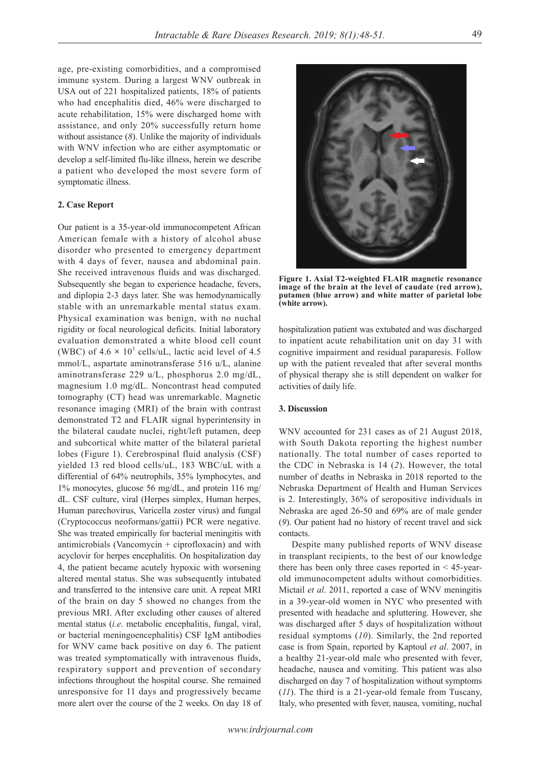age, pre-existing comorbidities, and a compromised immune system. During a largest WNV outbreak in USA out of 221 hospitalized patients, 18% of patients who had encephalitis died, 46% were discharged to acute rehabilitation, 15% were discharged home with assistance, and only 20% successfully return home without assistance (*8*). Unlike the majority of individuals with WNV infection who are either asymptomatic or develop a self-limited flu-like illness, herein we describe a patient who developed the most severe form of symptomatic illness.

### 2. Case Report

Our patient is a 35-year-old immunocompetent African American female with a history of alcohol abuse disorder who presented to emergency department with 4 days of fever, nausea and abdominal pain. She received intravenous fluids and was discharged. Subsequently she began to experience headache, fevers, and diplopia 2-3 days later. She was hemodynamically stable with an unremarkable mental status exam. Physical examination was benign, with no nuchal rigidity or focal neurological deficits. Initial laboratory evaluation demonstrated a white blood cell count (WBC) of $4.6 \times 10^3$ cells/uL, lactic acid level of 4.5 mmol/L, aspartate aminotransferase 516 u/L, alanine aminotransferase 229 u/L, phosphorus 2.0 mg/dL, magnesium 1.0 mg/dL. Noncontrast head computed tomography (CT) head was unremarkable. Magnetic resonance imaging (MRI) of the brain with contrast demonstrated T2 and FLAIR signal hyperintensity in the bilateral caudate nuclei, right/left putamen, deep and subcortical white matter of the bilateral parietal lobes (Figure 1). Cerebrospinal fluid analysis (CSF) yielded 13 red blood cells/uL, 183 WBC/uL with a differential of 64% neutrophils, 35% lymphocytes, and 1% monocytes, glucose 56 mg/dL, and protein 116 mg/dL. CSF culture, viral (Herpes simplex, Human herpes, Human parechovirus, Varicella zoster virus) and fungal (Cryptococcus neoformans/gattii) PCR were negative. She was treated empirically for bacterial meningitis with antimicrobials (Vancomycin + ciprofloxacin) and with acyclovir for herpes encephalitis. On hospitalization day 4, the patient became acutely hypoxic with worsening altered mental status. She was subsequently intubated and transferred to the intensive care unit. A repeat MRI of the brain on day 5 showed no changes from the previous MRI. After excluding other causes of altered mental status (*i.e*. metabolic encephalitis, fungal, viral, or bacterial meningoencephalitis) CSF IgM antibodies for WNV came back positive on day 6. The patient was treated symptomatically with intravenous fluids, respiratory support and prevention of secondary infections throughout the hospital course. She remained unresponsive for 11 days and progressively became more alert over the course of the 2 weeks. On day 18 of hospitalization patient was extubated and was discharged to inpatient acute rehabilitation unit on day 31 with cognitive impairment and residual paraparesis. Follow up with the patient revealed that after several months of physical therapy she is still dependent on walker for activities of daily life.

**Figure 1. Axial T2-weighted FLAIR magnetic resonance image of the brain at the level of caudate (red arrow), putamen (blue arrow) and white matter of parietal lobe (white arrow).**

### 3. Discussion

WNV accounted for 231 cases as of 21 August 2018, with South Dakota reporting the highest number nationally. The total number of cases reported to the CDC in Nebraska is 14 (*2*). However, the total number of deaths in Nebraska in 2018 reported to the Nebraska Department of Health and Human Services is 2. Interestingly, 36% of seropositive individuals in Nebraska are aged 26-50 and 69% are of male gender (*9*). Our patient had no history of recent travel and sick contacts.

Despite many published reports of WNV disease in transplant recipients, to the best of our knowledge there has been only three cases reported in < 45-year-old immunocompetent adults without comorbidities. Mictail *et al*. 2011, reported a case of WNV meningitis in a 39-year-old women in NYC who presented with presented with headache and sputtering. However, she was discharged after 5 days of hospitalization without residual symptoms (*10*). Similarly, the 2nd reported case is from Spain, reported by Kaptoul *et al*. 2007, in a healthy 21-year-old male who presented with fever, headache, nausea and vomiting. This patient was also discharged on day 7 of hospitalization without symptoms (*11*). The third is a 21-year-old female from Tuscany, Italy, who presented with fever, nausea, vomiting, nuchal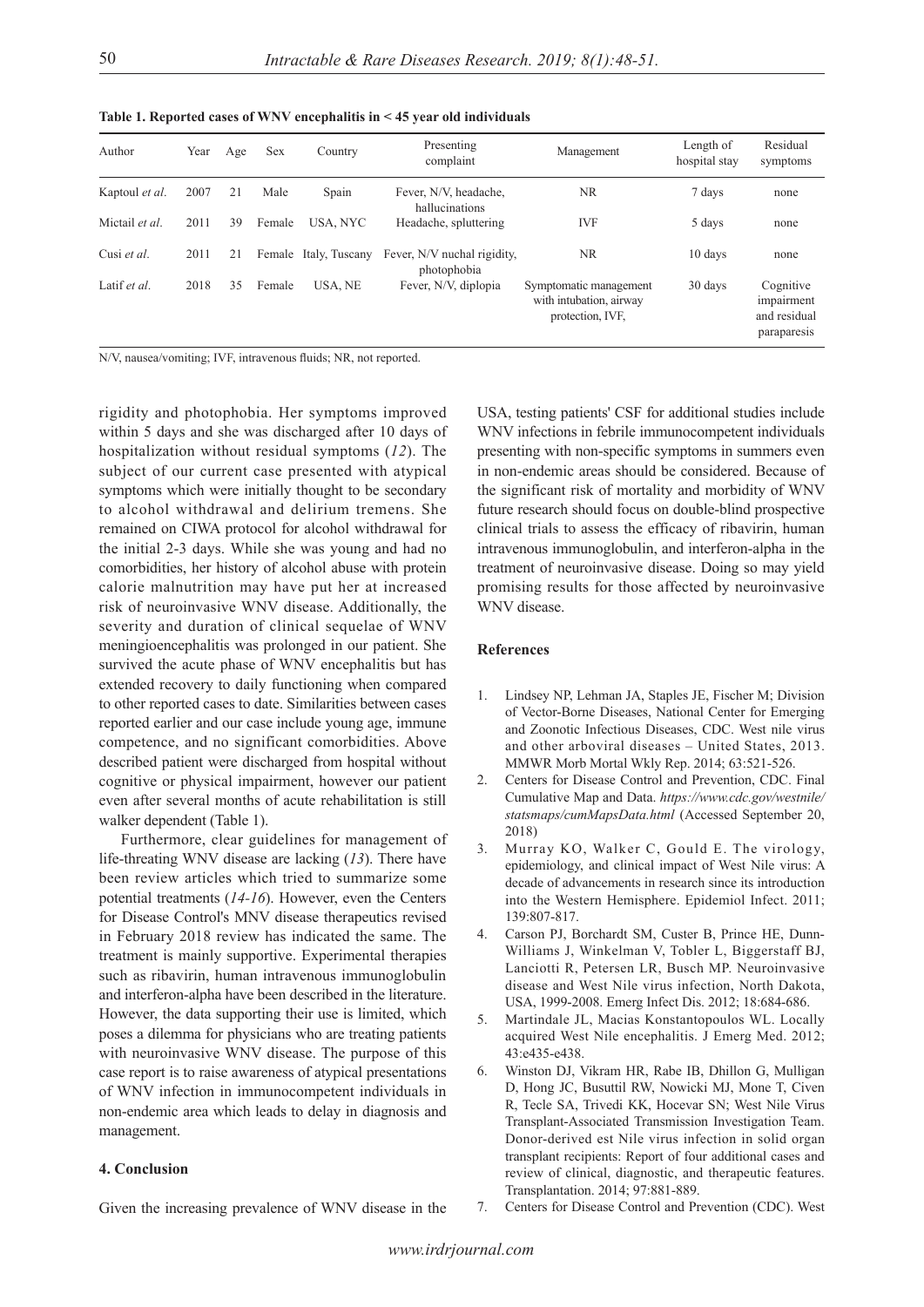**Table 1. Reported cases of WNV encephalitis in < 45 year old individuals**

| Author | Year | Age | Sex | Country | Presenting complaint | Management | Length of hospital stay | Residual symptoms |
|---|---|---|---|---|---|---|---|---|
| Kaptoul *et al*. | 2007 | 21 | Male | Spain | Fever, N/V, headache, hallucinations | NR | 7 days | none |
| Mictail *et al*. | 2011 | 39 | Female | USA, NYC | Headache, spluttering | IVF | 5 days | none |
| Cusi *et al*. | 2011 | 21 | Female | Italy, Tuscany | Fever, N/V nuchal rigidity, photophobia | NR | 10 days | none |
| Latif *et al*. | 2018 | 35 | Female | USA, NE | Fever, N/V, diplopia | Symptomatic management with intubation, airway protection, IVF, | 30 days | Cognitive impairment and residual paraparesis |

N/V, nausea/vomiting; IVF, intravenous fluids; NR, not reported.

rigidity and photophobia. Her symptoms improved within 5 days and she was discharged after 10 days of hospitalization without residual symptoms (*12*). The subject of our current case presented with atypical symptoms which were initially thought to be secondary to alcohol withdrawal and delirium tremens. She remained on CIWA protocol for alcohol withdrawal for the initial 2-3 days. While she was young and had no comorbidities, her history of alcohol abuse with protein calorie malnutrition may have put her at increased risk of neuroinvasive WNV disease. Additionally, the severity and duration of clinical sequelae of WNV meningioencephalitis was prolonged in our patient. She survived the acute phase of WNV encephalitis but has extended recovery to daily functioning when compared to other reported cases to date. Similarities between cases reported earlier and our case include young age, immune competence, and no significant comorbidities. Above described patient were discharged from hospital without cognitive or physical impairment, however our patient even after several months of acute rehabilitation is still walker dependent (Table 1).

Furthermore, clear guidelines for management of life-threating WNV disease are lacking (*13*). There have been review articles which tried to summarize some potential treatments (*14-16*). However, even the Centers for Disease Control's MNV disease therapeutics revised in February 2018 review has indicated the same. The treatment is mainly supportive. Experimental therapies such as ribavirin, human intravenous immunoglobulin and interferon-alpha have been described in the literature. However, the data supporting their use is limited, which poses a dilemma for physicians who are treating patients with neuroinvasive WNV disease. The purpose of this case report is to raise awareness of atypical presentations of WNV infection in immunocompetent individuals in non-endemic area which leads to delay in diagnosis and management.

## 4. Conclusion

Given the increasing prevalence of WNV disease in the USA, testing patients' CSF for additional studies include WNV infections in febrile immunocompetent individuals presenting with non-specific symptoms in summers even in non-endemic areas should be considered. Because of the significant risk of mortality and morbidity of WNV future research should focus on double-blind prospective clinical trials to assess the efficacy of ribavirin, human intravenous immunoglobulin, and interferon-alpha in the treatment of neuroinvasive disease. Doing so may yield promising results for those affected by neuroinvasive WNV disease.

## References

1. Lindsey NP, Lehman JA, Staples JE, Fischer M; Division of Vector-Borne Diseases, National Center for Emerging and Zoonotic Infectious Diseases, CDC. West nile virus and other arboviral diseases – United States, 2013. MMWR Morb Mortal Wkly Rep. 2014; 63:521-526.
2. Centers for Disease Control and Prevention, CDC. Final Cumulative Map and Data. *https://www.cdc.gov/westnile/statsmaps/cumMapsData.html* (Accessed September 20, 2018)
3. Murray KO, Walker C, Gould E. The virology, epidemiology, and clinical impact of West Nile virus: A decade of advancements in research since its introduction into the Western Hemisphere. Epidemiol Infect. 2011; 139:807-817.
4. Carson PJ, Borchardt SM, Custer B, Prince HE, Dunn-Williams J, Winkelman V, Tobler L, Biggerstaff BJ, Lanciotti R, Petersen LR, Busch MP. Neuroinvasive disease and West Nile virus infection, North Dakota, USA, 1999-2008. Emerg Infect Dis. 2012; 18:684-686.
5. Martindale JL, Macias Konstantopoulos WL. Locally acquired West Nile encephalitis. J Emerg Med. 2012; 43:e435-e438.
6. Winston DJ, Vikram HR, Rabe IB, Dhillon G, Mulligan D, Hong JC, Busuttil RW, Nowicki MJ, Mone T, Civen R, Tecle SA, Trivedi KK, Hocevar SN; West Nile Virus Transplant-Associated Transmission Investigation Team. Donor-derived est Nile virus infection in solid organ transplant recipients: Report of four additional cases and review of clinical, diagnostic, and therapeutic features. Transplantation. 2014; 97:881-889.
7. Centers for Disease Control and Prevention (CDC). West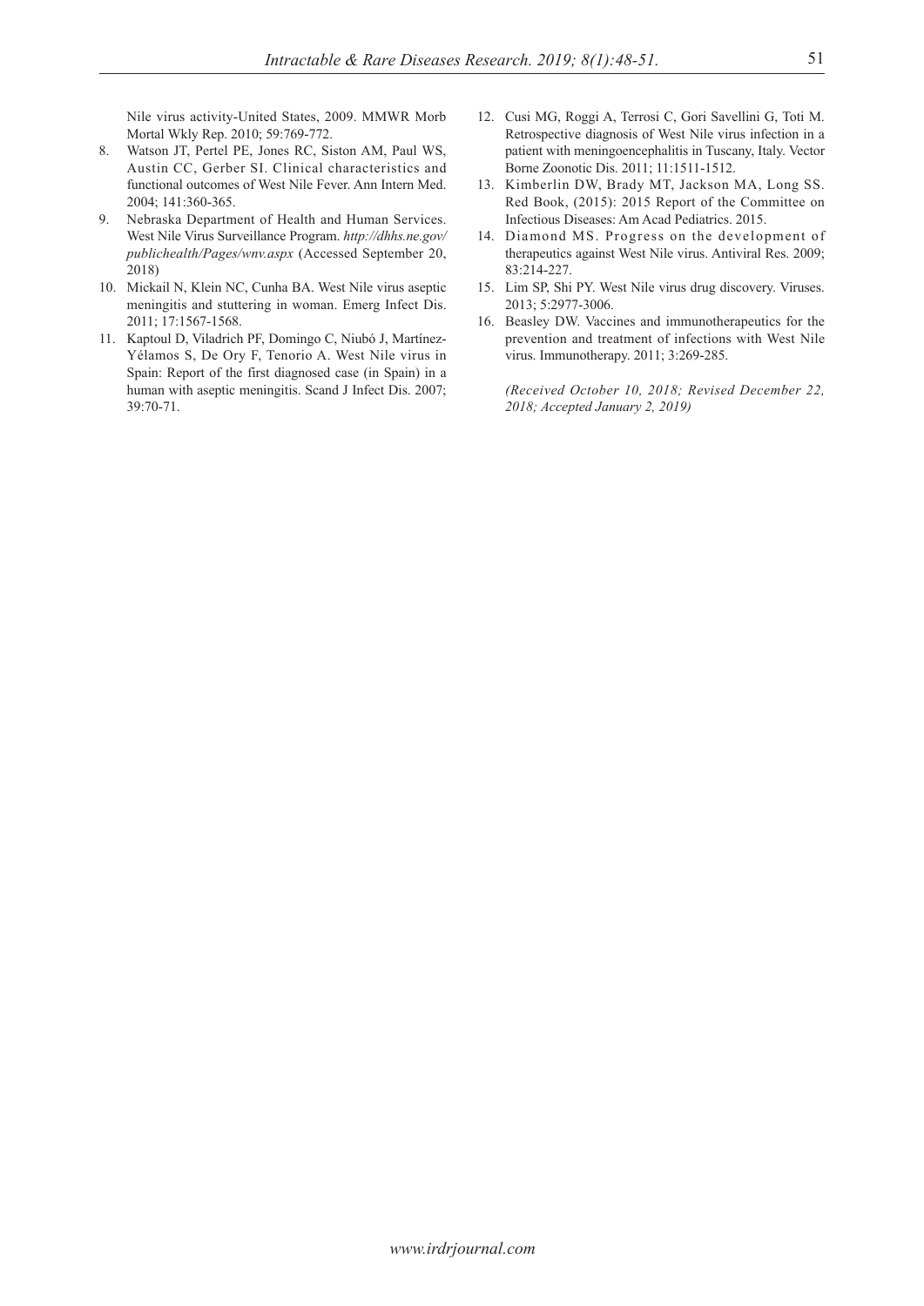Nile virus activity-United States, 2009. MMWR Morb Mortal Wkly Rep. 2010; 59:769-772.

8. Watson JT, Pertel PE, Jones RC, Siston AM, Paul WS, Austin CC, Gerber SI. Clinical characteristics and functional outcomes of West Nile Fever. Ann Intern Med. 2004; 141:360-365.
9. Nebraska Department of Health and Human Services. West Nile Virus Surveillance Program. *http://dhhs.ne.gov/publichealth/Pages/wnv.aspx* (Accessed September 20, 2018)
10. Mickail N, Klein NC, Cunha BA. West Nile virus aseptic meningitis and stuttering in woman. Emerg Infect Dis. 2011; 17:1567-1568.
11. Kaptoul D, Viladrich PF, Domingo C, Niubó J, Martínez-Yélamos S, De Ory F, Tenorio A. West Nile virus in Spain: Report of the first diagnosed case (in Spain) in a human with aseptic meningitis. Scand J Infect Dis. 2007; 39:70-71.
12. Cusi MG, Roggi A, Terrosi C, Gori Savellini G, Toti M. Retrospective diagnosis of West Nile virus infection in a patient with meningoencephalitis in Tuscany, Italy. Vector Borne Zoonotic Dis. 2011; 11:1511-1512.
13. Kimberlin DW, Brady MT, Jackson MA, Long SS. Red Book, (2015): 2015 Report of the Committee on Infectious Diseases: Am Acad Pediatrics. 2015.
14. Diamond MS. Progress on the development of therapeutics against West Nile virus. Antiviral Res. 2009; 83:214-227.
15. Lim SP, Shi PY. West Nile virus drug discovery. Viruses. 2013; 5:2977-3006.
16. Beasley DW. Vaccines and immunotherapeutics for the prevention and treatment of infections with West Nile virus. Immunotherapy. 2011; 3:269-285.

*(Received October 10, 2018; Revised December 22, 2018; Accepted January 2, 2019)*